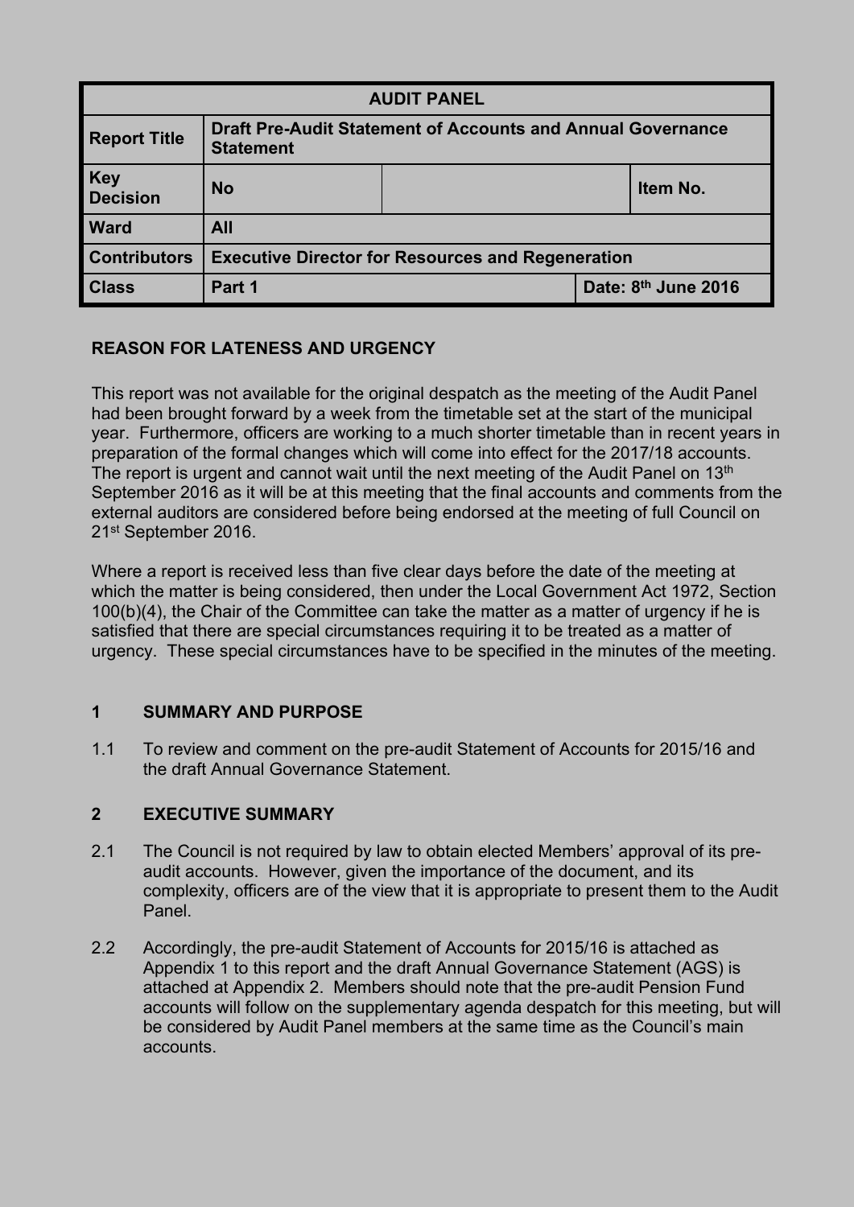| AUDIT PANEL | | | |
|---|---|---|---|
| **Report Title** | **Draft Pre-Audit Statement of Accounts and Annual Governance Statement** | | |
| **Key Decision** | **No** | | **Item No.** |
| **Ward** | **All** | | |
| **Contributors** | **Executive Director for Resources and Regeneration** | | |
| **Class** | **Part 1** | | **Date: 8th June 2016** |

**REASON FOR LATENESS AND URGENCY**

This report was not available for the original despatch as the meeting of the Audit Panel had been brought forward by a week from the timetable set at the start of the municipal year. Furthermore, officers are working to a much shorter timetable than in recent years in preparation of the formal changes which will come into effect for the 2017/18 accounts. The report is urgent and cannot wait until the next meeting of the Audit Panel on 13th September 2016 as it will be at this meeting that the final accounts and comments from the external auditors are considered before being endorsed at the meeting of full Council on 21st September 2016.

Where a report is received less than five clear days before the date of the meeting at which the matter is being considered, then under the Local Government Act 1972, Section 100(b)(4), the Chair of the Committee can take the matter as a matter of urgency if he is satisfied that there are special circumstances requiring it to be treated as a matter of urgency. These special circumstances have to be specified in the minutes of the meeting.

## 1 SUMMARY AND PURPOSE

1.1 To review and comment on the pre-audit Statement of Accounts for 2015/16 and the draft Annual Governance Statement.

## 2 EXECUTIVE SUMMARY

2.1 The Council is not required by law to obtain elected Members' approval of its pre-audit accounts. However, given the importance of the document, and its complexity, officers are of the view that it is appropriate to present them to the Audit Panel.

2.2 Accordingly, the pre-audit Statement of Accounts for 2015/16 is attached as Appendix 1 to this report and the draft Annual Governance Statement (AGS) is attached at Appendix 2. Members should note that the pre-audit Pension Fund accounts will follow on the supplementary agenda despatch for this meeting, but will be considered by Audit Panel members at the same time as the Council's main accounts.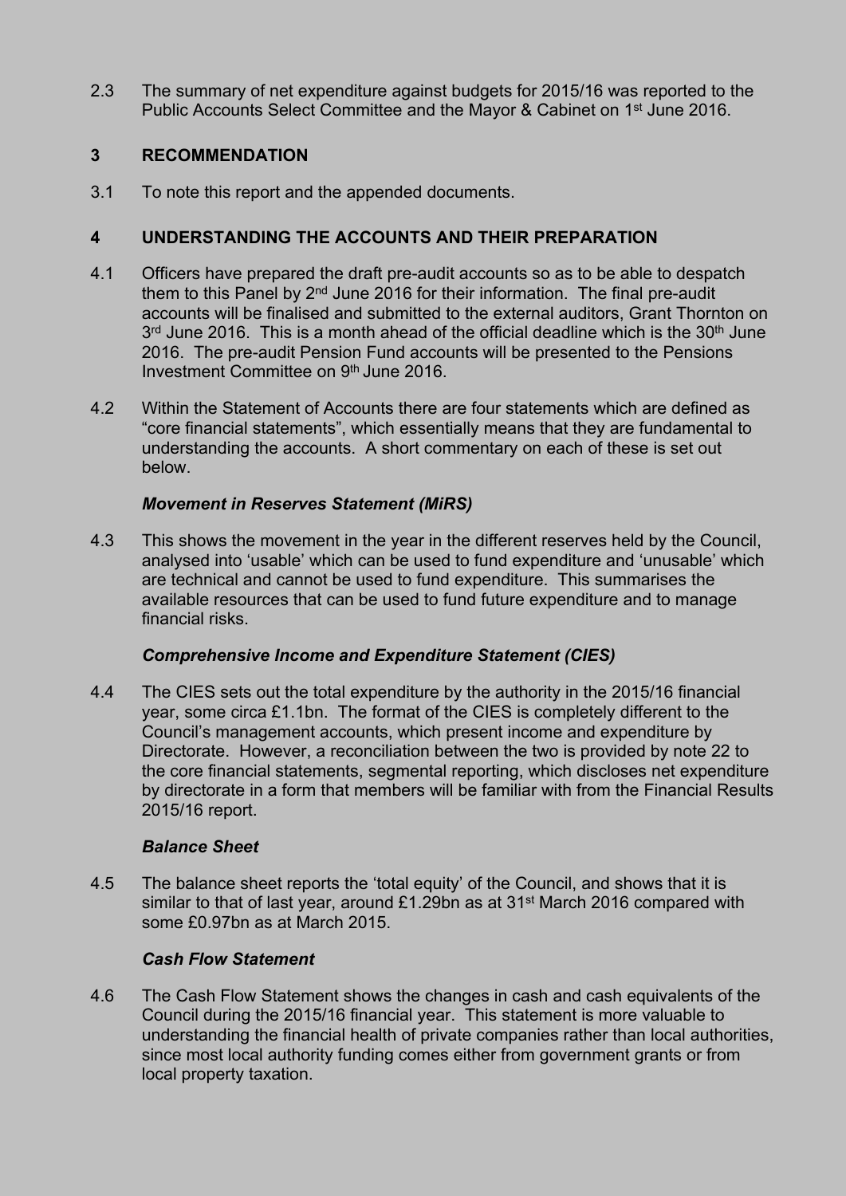2.3 The summary of net expenditure against budgets for 2015/16 was reported to the Public Accounts Select Committee and the Mayor & Cabinet on 1st June 2016.

## 3 RECOMMENDATION

3.1 To note this report and the appended documents.

## 4 UNDERSTANDING THE ACCOUNTS AND THEIR PREPARATION

4.1 Officers have prepared the draft pre-audit accounts so as to be able to despatch them to this Panel by 2nd June 2016 for their information. The final pre-audit accounts will be finalised and submitted to the external auditors, Grant Thornton on 3rd June 2016. This is a month ahead of the official deadline which is the 30th June 2016. The pre-audit Pension Fund accounts will be presented to the Pensions Investment Committee on 9th June 2016.

4.2 Within the Statement of Accounts there are four statements which are defined as "core financial statements", which essentially means that they are fundamental to understanding the accounts. A short commentary on each of these is set out below.

***Movement in Reserves Statement (MiRS)***

4.3 This shows the movement in the year in the different reserves held by the Council, analysed into 'usable' which can be used to fund expenditure and 'unusable' which are technical and cannot be used to fund expenditure. This summarises the available resources that can be used to fund future expenditure and to manage financial risks.

***Comprehensive Income and Expenditure Statement (CIES)***

4.4 The CIES sets out the total expenditure by the authority in the 2015/16 financial year, some circa £1.1bn. The format of the CIES is completely different to the Council's management accounts, which present income and expenditure by Directorate. However, a reconciliation between the two is provided by note 22 to the core financial statements, segmental reporting, which discloses net expenditure by directorate in a form that members will be familiar with from the Financial Results 2015/16 report.

***Balance Sheet***

4.5 The balance sheet reports the 'total equity' of the Council, and shows that it is similar to that of last year, around £1.29bn as at 31st March 2016 compared with some £0.97bn as at March 2015.

***Cash Flow Statement***

4.6 The Cash Flow Statement shows the changes in cash and cash equivalents of the Council during the 2015/16 financial year. This statement is more valuable to understanding the financial health of private companies rather than local authorities, since most local authority funding comes either from government grants or from local property taxation.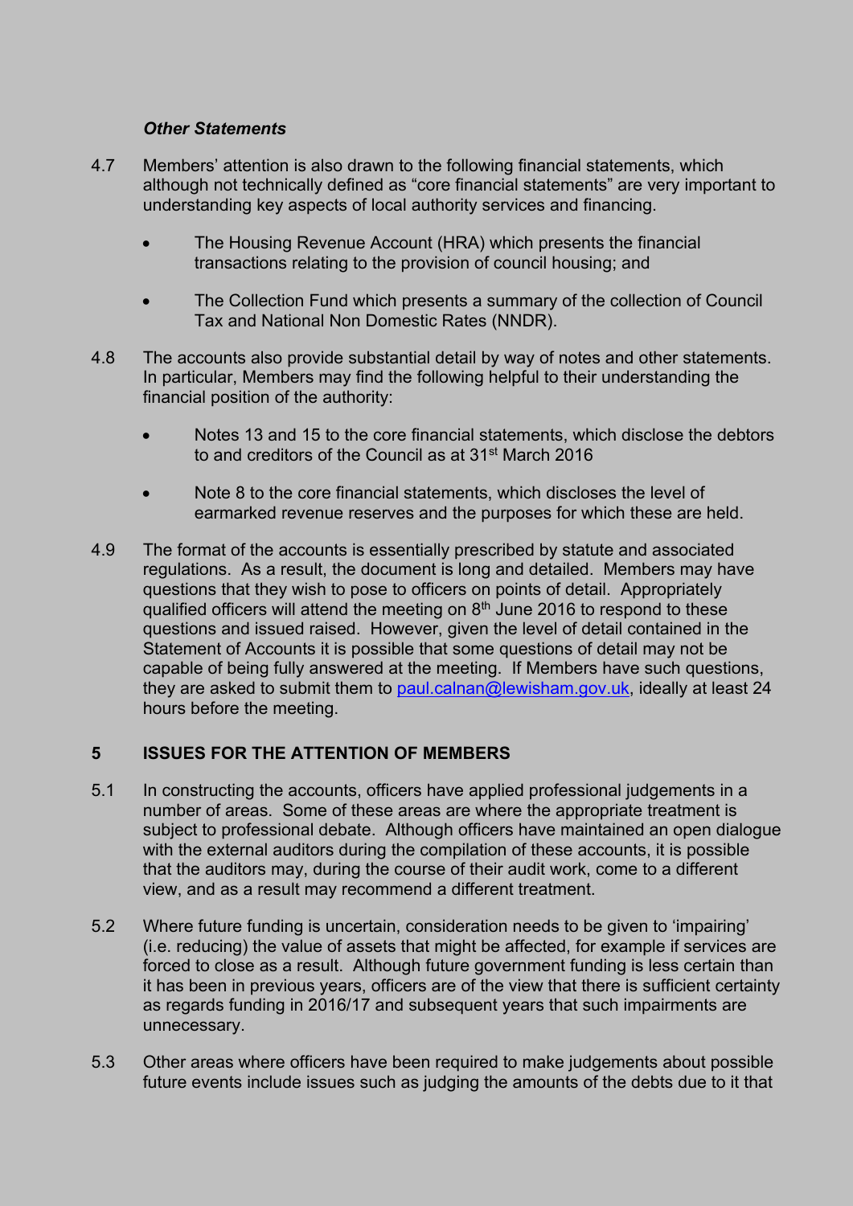### *Other Statements*

4.7 Members' attention is also drawn to the following financial statements, which although not technically defined as "core financial statements" are very important to understanding key aspects of local authority services and financing.

- The Housing Revenue Account (HRA) which presents the financial transactions relating to the provision of council housing; and
- The Collection Fund which presents a summary of the collection of Council Tax and National Non Domestic Rates (NNDR).

4.8 The accounts also provide substantial detail by way of notes and other statements. In particular, Members may find the following helpful to their understanding the financial position of the authority:

- Notes 13 and 15 to the core financial statements, which disclose the debtors to and creditors of the Council as at 31st March 2016
- Note 8 to the core financial statements, which discloses the level of earmarked revenue reserves and the purposes for which these are held.

4.9 The format of the accounts is essentially prescribed by statute and associated regulations. As a result, the document is long and detailed. Members may have questions that they wish to pose to officers on points of detail. Appropriately qualified officers will attend the meeting on 8th June 2016 to respond to these questions and issued raised. However, given the level of detail contained in the Statement of Accounts it is possible that some questions of detail may not be capable of being fully answered at the meeting. If Members have such questions, they are asked to submit them to paul.calnan@lewisham.gov.uk, ideally at least 24 hours before the meeting.

## 5 ISSUES FOR THE ATTENTION OF MEMBERS

5.1 In constructing the accounts, officers have applied professional judgements in a number of areas. Some of these areas are where the appropriate treatment is subject to professional debate. Although officers have maintained an open dialogue with the external auditors during the compilation of these accounts, it is possible that the auditors may, during the course of their audit work, come to a different view, and as a result may recommend a different treatment.

5.2 Where future funding is uncertain, consideration needs to be given to 'impairing' (i.e. reducing) the value of assets that might be affected, for example if services are forced to close as a result. Although future government funding is less certain than it has been in previous years, officers are of the view that there is sufficient certainty as regards funding in 2016/17 and subsequent years that such impairments are unnecessary.

5.3 Other areas where officers have been required to make judgements about possible future events include issues such as judging the amounts of the debts due to it that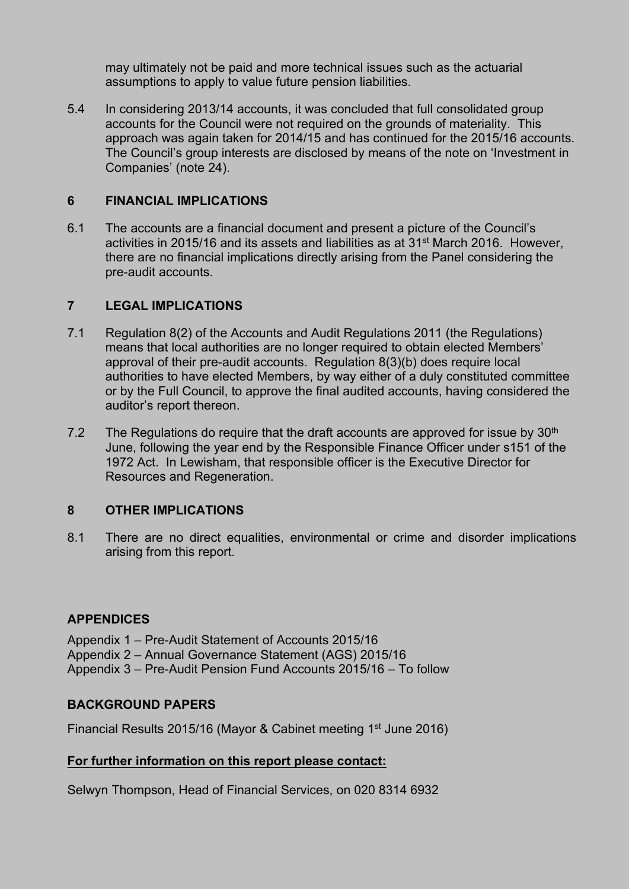may ultimately not be paid and more technical issues such as the actuarial assumptions to apply to value future pension liabilities.

5.4 In considering 2013/14 accounts, it was concluded that full consolidated group accounts for the Council were not required on the grounds of materiality. This approach was again taken for 2014/15 and has continued for the 2015/16 accounts. The Council's group interests are disclosed by means of the note on 'Investment in Companies' (note 24).

## 6 FINANCIAL IMPLICATIONS

6.1 The accounts are a financial document and present a picture of the Council's activities in 2015/16 and its assets and liabilities as at 31st March 2016. However, there are no financial implications directly arising from the Panel considering the pre-audit accounts.

## 7 LEGAL IMPLICATIONS

7.1 Regulation 8(2) of the Accounts and Audit Regulations 2011 (the Regulations) means that local authorities are no longer required to obtain elected Members' approval of their pre-audit accounts. Regulation 8(3)(b) does require local authorities to have elected Members, by way either of a duly constituted committee or by the Full Council, to approve the final audited accounts, having considered the auditor's report thereon.

7.2 The Regulations do require that the draft accounts are approved for issue by 30th June, following the year end by the Responsible Finance Officer under s151 of the 1972 Act. In Lewisham, that responsible officer is the Executive Director for Resources and Regeneration.

## 8 OTHER IMPLICATIONS

8.1 There are no direct equalities, environmental or crime and disorder implications arising from this report.

## APPENDICES

Appendix 1 – Pre-Audit Statement of Accounts 2015/16
Appendix 2 – Annual Governance Statement (AGS) 2015/16
Appendix 3 – Pre-Audit Pension Fund Accounts 2015/16 – To follow

## BACKGROUND PAPERS

Financial Results 2015/16 (Mayor & Cabinet meeting 1st June 2016)

**For further information on this report please contact:**

Selwyn Thompson, Head of Financial Services, on 020 8314 6932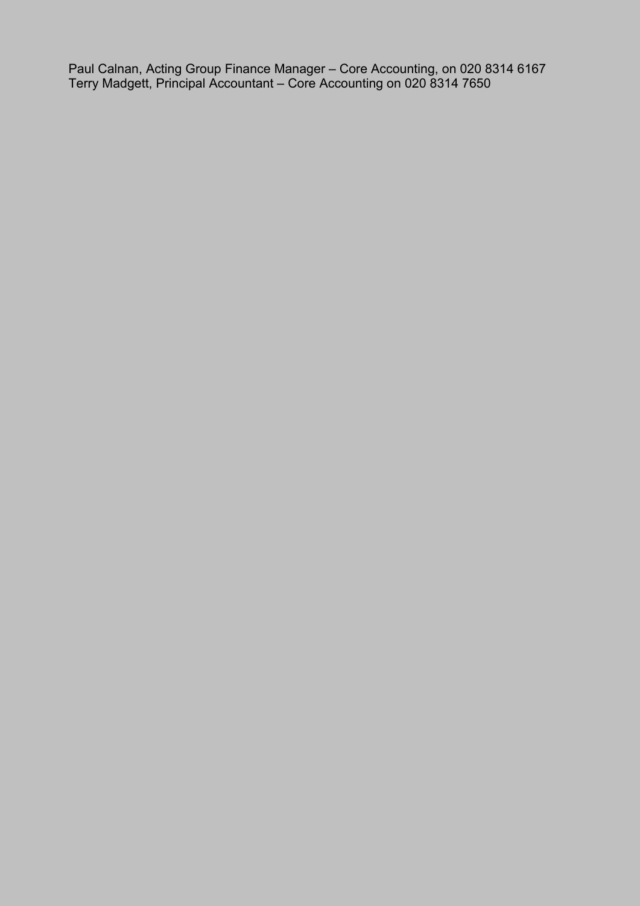Paul Calnan, Acting Group Finance Manager – Core Accounting, on 020 8314 6167
Terry Madgett, Principal Accountant – Core Accounting on 020 8314 7650